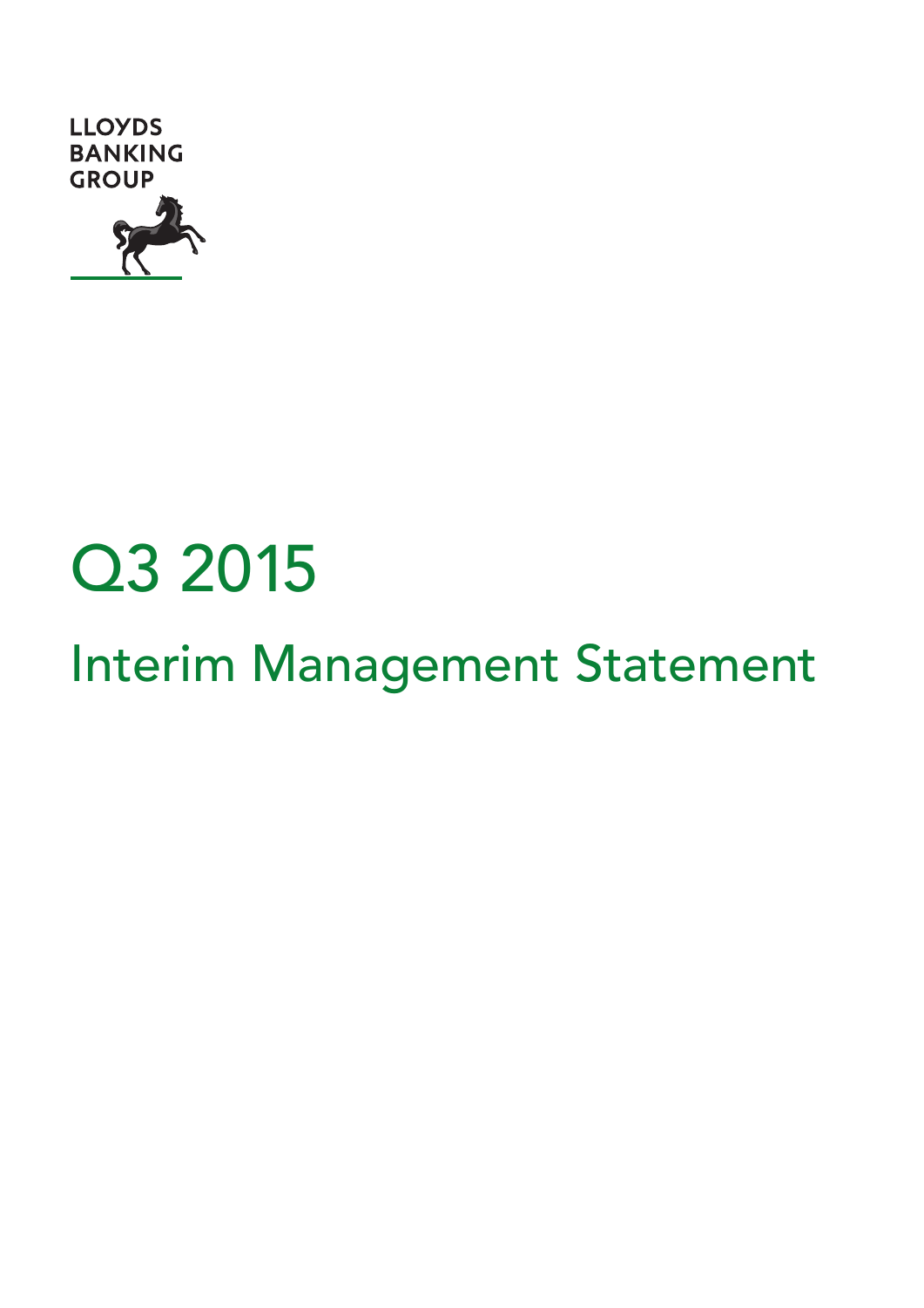LLOYDS
BANKING
GROUP

# Q3 2015

## Interim Management Statement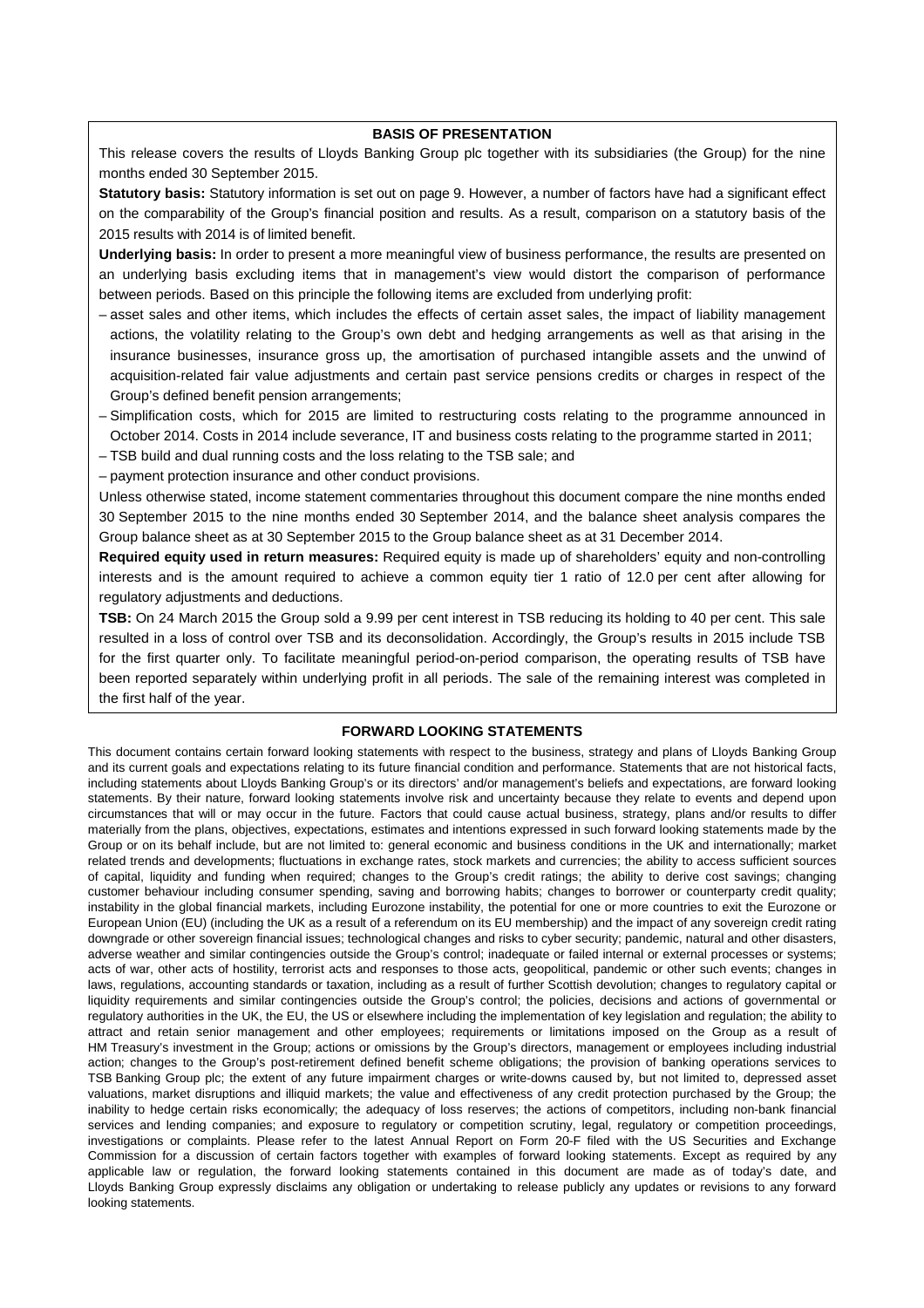## BASIS OF PRESENTATION

This release covers the results of Lloyds Banking Group plc together with its subsidiaries (the Group) for the nine months ended 30 September 2015.

**Statutory basis:** Statutory information is set out on page 9. However, a number of factors have had a significant effect on the comparability of the Group's financial position and results. As a result, comparison on a statutory basis of the 2015 results with 2014 is of limited benefit.

**Underlying basis:** In order to present a more meaningful view of business performance, the results are presented on an underlying basis excluding items that in management's view would distort the comparison of performance between periods. Based on this principle the following items are excluded from underlying profit:

- asset sales and other items, which includes the effects of certain asset sales, the impact of liability management actions, the volatility relating to the Group's own debt and hedging arrangements as well as that arising in the insurance businesses, insurance gross up, the amortisation of purchased intangible assets and the unwind of acquisition-related fair value adjustments and certain past service pensions credits or charges in respect of the Group's defined benefit pension arrangements;
- Simplification costs, which for 2015 are limited to restructuring costs relating to the programme announced in October 2014. Costs in 2014 include severance, IT and business costs relating to the programme started in 2011;
- TSB build and dual running costs and the loss relating to the TSB sale; and
- payment protection insurance and other conduct provisions.

Unless otherwise stated, income statement commentaries throughout this document compare the nine months ended 30 September 2015 to the nine months ended 30 September 2014, and the balance sheet analysis compares the Group balance sheet as at 30 September 2015 to the Group balance sheet as at 31 December 2014.

**Required equity used in return measures:** Required equity is made up of shareholders' equity and non-controlling interests and is the amount required to achieve a common equity tier 1 ratio of 12.0 per cent after allowing for regulatory adjustments and deductions.

**TSB:** On 24 March 2015 the Group sold a 9.99 per cent interest in TSB reducing its holding to 40 per cent. This sale resulted in a loss of control over TSB and its deconsolidation. Accordingly, the Group's results in 2015 include TSB for the first quarter only. To facilitate meaningful period-on-period comparison, the operating results of TSB have been reported separately within underlying profit in all periods. The sale of the remaining interest was completed in the first half of the year.

## FORWARD LOOKING STATEMENTS

This document contains certain forward looking statements with respect to the business, strategy and plans of Lloyds Banking Group and its current goals and expectations relating to its future financial condition and performance. Statements that are not historical facts, including statements about Lloyds Banking Group's or its directors' and/or management's beliefs and expectations, are forward looking statements. By their nature, forward looking statements involve risk and uncertainty because they relate to events and depend upon circumstances that will or may occur in the future. Factors that could cause actual business, strategy, plans and/or results to differ materially from the plans, objectives, expectations, estimates and intentions expressed in such forward looking statements made by the Group or on its behalf include, but are not limited to: general economic and business conditions in the UK and internationally; market related trends and developments; fluctuations in exchange rates, stock markets and currencies; the ability to access sufficient sources of capital, liquidity and funding when required; changes to the Group's credit ratings; the ability to derive cost savings; changing customer behaviour including consumer spending, saving and borrowing habits; changes to borrower or counterparty credit quality; instability in the global financial markets, including Eurozone instability, the potential for one or more countries to exit the Eurozone or European Union (EU) (including the UK as a result of a referendum on its EU membership) and the impact of any sovereign credit rating downgrade or other sovereign financial issues; technological changes and risks to cyber security; pandemic, natural and other disasters, adverse weather and similar contingencies outside the Group's control; inadequate or failed internal or external processes or systems; acts of war, other acts of hostility, terrorist acts and responses to those acts, geopolitical, pandemic or other such events; changes in laws, regulations, accounting standards or taxation, including as a result of further Scottish devolution; changes to regulatory capital or liquidity requirements and similar contingencies outside the Group's control; the policies, decisions and actions of governmental or regulatory authorities in the UK, the EU, the US or elsewhere including the implementation of key legislation and regulation; the ability to attract and retain senior management and other employees; requirements or limitations imposed on the Group as a result of HM Treasury's investment in the Group; actions or omissions by the Group's directors, management or employees including industrial action; changes to the Group's post-retirement defined benefit scheme obligations; the provision of banking operations services to TSB Banking Group plc; the extent of any future impairment charges or write-downs caused by, but not limited to, depressed asset valuations, market disruptions and illiquid markets; the value and effectiveness of any credit protection purchased by the Group; the inability to hedge certain risks economically; the adequacy of loss reserves; the actions of competitors, including non-bank financial services and lending companies; and exposure to regulatory or competition scrutiny, legal, regulatory or competition proceedings, investigations or complaints. Please refer to the latest Annual Report on Form 20-F filed with the US Securities and Exchange Commission for a discussion of certain factors together with examples of forward looking statements. Except as required by any applicable law or regulation, the forward looking statements contained in this document are made as of today's date, and Lloyds Banking Group expressly disclaims any obligation or undertaking to release publicly any updates or revisions to any forward looking statements.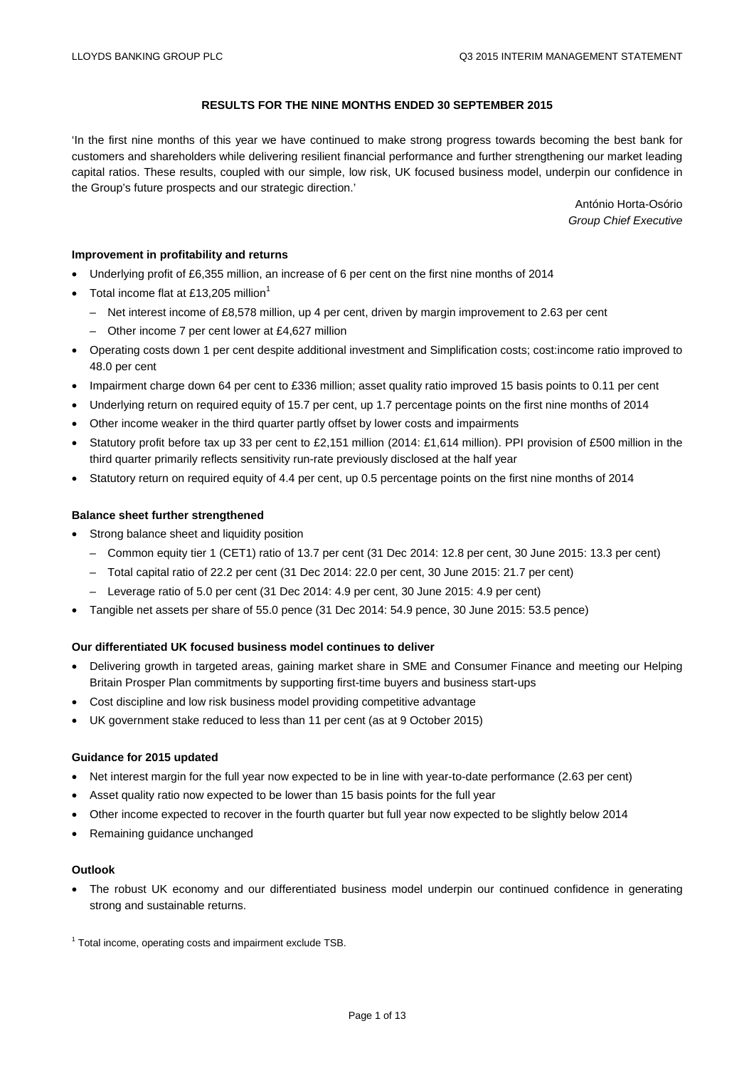# RESULTS FOR THE NINE MONTHS ENDED 30 SEPTEMBER 2015

'In the first nine months of this year we have continued to make strong progress towards becoming the best bank for customers and shareholders while delivering resilient financial performance and further strengthening our market leading capital ratios. These results, coupled with our simple, low risk, UK focused business model, underpin our confidence in the Group's future prospects and our strategic direction.'

António Horta-Osório
*Group Chief Executive*

### Improvement in profitability and returns

- Underlying profit of £6,355 million, an increase of 6 per cent on the first nine months of 2014
- Total income flat at £13,205 million[1]
  - Net interest income of £8,578 million, up 4 per cent, driven by margin improvement to 2.63 per cent
  - Other income 7 per cent lower at £4,627 million
- Operating costs down 1 per cent despite additional investment and Simplification costs; cost:income ratio improved to 48.0 per cent
- Impairment charge down 64 per cent to £336 million; asset quality ratio improved 15 basis points to 0.11 per cent
- Underlying return on required equity of 15.7 per cent, up 1.7 percentage points on the first nine months of 2014
- Other income weaker in the third quarter partly offset by lower costs and impairments
- Statutory profit before tax up 33 per cent to £2,151 million (2014: £1,614 million). PPI provision of £500 million in the third quarter primarily reflects sensitivity run-rate previously disclosed at the half year
- Statutory return on required equity of 4.4 per cent, up 0.5 percentage points on the first nine months of 2014

### Balance sheet further strengthened

- Strong balance sheet and liquidity position
  - Common equity tier 1 (CET1) ratio of 13.7 per cent (31 Dec 2014: 12.8 per cent, 30 June 2015: 13.3 per cent)
  - Total capital ratio of 22.2 per cent (31 Dec 2014: 22.0 per cent, 30 June 2015: 21.7 per cent)
  - Leverage ratio of 5.0 per cent (31 Dec 2014: 4.9 per cent, 30 June 2015: 4.9 per cent)
- Tangible net assets per share of 55.0 pence (31 Dec 2014: 54.9 pence, 30 June 2015: 53.5 pence)

### Our differentiated UK focused business model continues to deliver

- Delivering growth in targeted areas, gaining market share in SME and Consumer Finance and meeting our Helping Britain Prosper Plan commitments by supporting first-time buyers and business start-ups
- Cost discipline and low risk business model providing competitive advantage
- UK government stake reduced to less than 11 per cent (as at 9 October 2015)

### Guidance for 2015 updated

- Net interest margin for the full year now expected to be in line with year-to-date performance (2.63 per cent)
- Asset quality ratio now expected to be lower than 15 basis points for the full year
- Other income expected to recover in the fourth quarter but full year now expected to be slightly below 2014
- Remaining guidance unchanged

### Outlook

- The robust UK economy and our differentiated business model underpin our continued confidence in generating strong and sustainable returns.

[1] Total income, operating costs and impairment exclude TSB.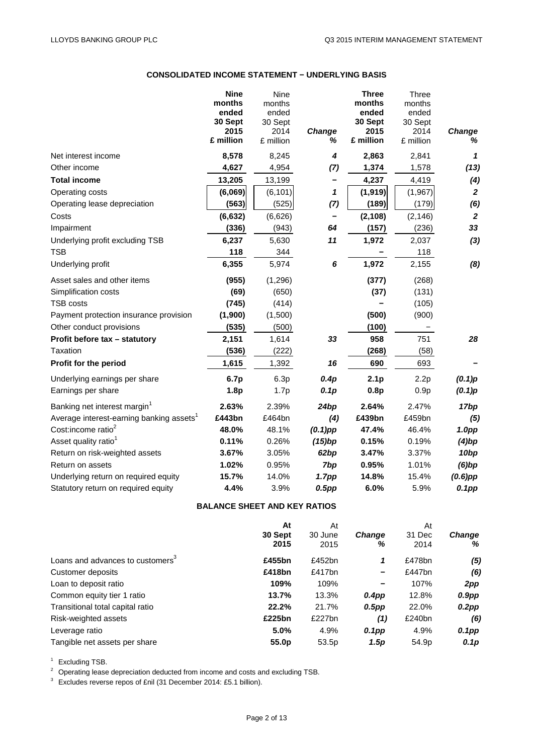## CONSOLIDATED INCOME STATEMENT − UNDERLYING BASIS

| | **Nine months ended 30 Sept 2015 £ million** | Nine months ended 30 Sept 2014 £ million | *Change %* | **Three months ended 30 Sept 2015 £ million** | Three months ended 30 Sept 2014 £ million | *Change %* |
|---|---|---|---|---|---|---|
| Net interest income | **8,578** | 8,245 | *4* | **2,863** | 2,841 | *1* |
| Other income | **4,627** | 4,954 | *(7)* | **1,374** | 1,578 | *(13)* |
| **Total income** | **13,205** | 13,199 | *–* | **4,237** | 4,419 | *(4)* |
| Operating costs | **(6,069)** | (6,101) | *1* | **(1,919)** | (1,967) | *2* |
| Operating lease depreciation | **(563)** | (525) | *(7)* | **(189)** | (179) | *(6)* |
| Costs | **(6,632)** | (6,626) | *–* | **(2,108)** | (2,146) | *2* |
| Impairment | **(336)** | (943) | *64* | **(157)** | (236) | *33* |
| Underlying profit excluding TSB | **6,237** | 5,630 | *11* | **1,972** | 2,037 | *(3)* |
| TSB | **118** | 344 | | **–** | 118 | |
| Underlying profit | **6,355** | 5,974 | *6* | **1,972** | 2,155 | *(8)* |
| Asset sales and other items | **(955)** | (1,296) | | **(377)** | (268) | |
| Simplification costs | **(69)** | (650) | | **(37)** | (131) | |
| TSB costs | **(745)** | (414) | | **–** | (105) | |
| Payment protection insurance provision | **(1,900)** | (1,500) | | **(500)** | (900) | |
| Other conduct provisions | **(535)** | (500) | | **(100)** | – | |
| **Profit before tax – statutory** | **2,151** | 1,614 | ***33*** | **958** | 751 | ***28*** |
| Taxation | **(536)** | (222) | | **(268)** | (58) | |
| **Profit for the period** | **1,615** | 1,392 | ***16*** | **690** | 693 | ***–*** |
| Underlying earnings per share | **6.7p** | 6.3p | *0.4p* | **2.1p** | 2.2p | *(0.1)p* |
| Earnings per share | **1.8p** | 1.7p | *0.1p* | **0.8p** | 0.9p | *(0.1)p* |
| Banking net interest margin[1] | **2.63%** | 2.39% | *24bp* | **2.64%** | 2.47% | *17bp* |
| Average interest-earning banking assets[1] | **£443bn** | £464bn | *(4)* | **£439bn** | £459bn | *(5)* |
| Cost:income ratio[2] | **48.0%** | 48.1% | *(0.1)pp* | **47.4%** | 46.4% | *1.0pp* |
| Asset quality ratio[1] | **0.11%** | 0.26% | *(15)bp* | **0.15%** | 0.19% | *(4)bp* |
| Return on risk-weighted assets | **3.67%** | 3.05% | *62bp* | **3.47%** | 3.37% | *10bp* |
| Return on assets | **1.02%** | 0.95% | *7bp* | **0.95%** | 1.01% | *(6)bp* |
| Underlying return on required equity | **15.7%** | 14.0% | *1.7pp* | **14.8%** | 15.4% | *(0.6)pp* |
| Statutory return on required equity | **4.4%** | 3.9% | *0.5pp* | **6.0%** | 5.9% | *0.1pp* |

## BALANCE SHEET AND KEY RATIOS

| | **At 30 Sept 2015** | At 30 June 2015 | *Change %* | At 31 Dec 2014 | *Change %* |
|---|---|---|---|---|---|
| Loans and advances to customers[3] | **£455bn** | £452bn | *1* | £478bn | *(5)* |
| Customer deposits | **£418bn** | £417bn | *–* | £447bn | *(6)* |
| Loan to deposit ratio | **109%** | 109% | *–* | 107% | *2pp* |
| Common equity tier 1 ratio | **13.7%** | 13.3% | *0.4pp* | 12.8% | *0.9pp* |
| Transitional total capital ratio | **22.2%** | 21.7% | *0.5pp* | 22.0% | *0.2pp* |
| Risk-weighted assets | **£225bn** | £227bn | *(1)* | £240bn | *(6)* |
| Leverage ratio | **5.0%** | 4.9% | *0.1pp* | 4.9% | *0.1pp* |
| Tangible net assets per share | **55.0p** | 53.5p | *1.5p* | 54.9p | *0.1p* |

[1] Excluding TSB.

[2] Operating lease depreciation deducted from income and costs and excluding TSB.

[3] Excludes reverse repos of £nil (31 December 2014: £5.1 billion).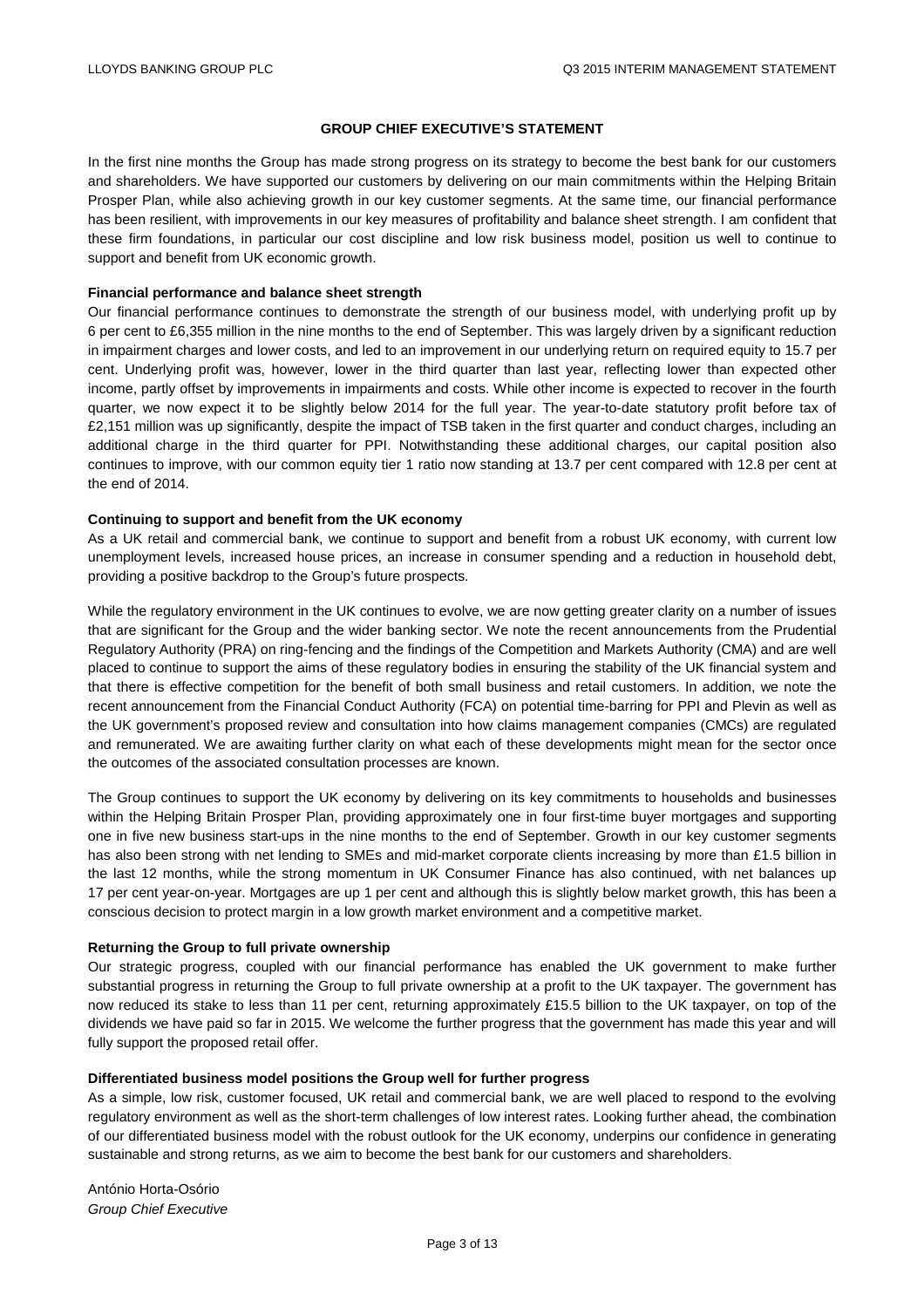## GROUP CHIEF EXECUTIVE'S STATEMENT

In the first nine months the Group has made strong progress on its strategy to become the best bank for our customers and shareholders. We have supported our customers by delivering on our main commitments within the Helping Britain Prosper Plan, while also achieving growth in our key customer segments. At the same time, our financial performance has been resilient, with improvements in our key measures of profitability and balance sheet strength. I am confident that these firm foundations, in particular our cost discipline and low risk business model, position us well to continue to support and benefit from UK economic growth.

**Financial performance and balance sheet strength**

Our financial performance continues to demonstrate the strength of our business model, with underlying profit up by 6 per cent to £6,355 million in the nine months to the end of September. This was largely driven by a significant reduction in impairment charges and lower costs, and led to an improvement in our underlying return on required equity to 15.7 per cent. Underlying profit was, however, lower in the third quarter than last year, reflecting lower than expected other income, partly offset by improvements in impairments and costs. While other income is expected to recover in the fourth quarter, we now expect it to be slightly below 2014 for the full year. The year-to-date statutory profit before tax of £2,151 million was up significantly, despite the impact of TSB taken in the first quarter and conduct charges, including an additional charge in the third quarter for PPI. Notwithstanding these additional charges, our capital position also continues to improve, with our common equity tier 1 ratio now standing at 13.7 per cent compared with 12.8 per cent at the end of 2014.

**Continuing to support and benefit from the UK economy**

As a UK retail and commercial bank, we continue to support and benefit from a robust UK economy, with current low unemployment levels, increased house prices, an increase in consumer spending and a reduction in household debt, providing a positive backdrop to the Group's future prospects.

While the regulatory environment in the UK continues to evolve, we are now getting greater clarity on a number of issues that are significant for the Group and the wider banking sector. We note the recent announcements from the Prudential Regulatory Authority (PRA) on ring-fencing and the findings of the Competition and Markets Authority (CMA) and are well placed to continue to support the aims of these regulatory bodies in ensuring the stability of the UK financial system and that there is effective competition for the benefit of both small business and retail customers. In addition, we note the recent announcement from the Financial Conduct Authority (FCA) on potential time-barring for PPI and Plevin as well as the UK government's proposed review and consultation into how claims management companies (CMCs) are regulated and remunerated. We are awaiting further clarity on what each of these developments might mean for the sector once the outcomes of the associated consultation processes are known.

The Group continues to support the UK economy by delivering on its key commitments to households and businesses within the Helping Britain Prosper Plan, providing approximately one in four first-time buyer mortgages and supporting one in five new business start-ups in the nine months to the end of September. Growth in our key customer segments has also been strong with net lending to SMEs and mid-market corporate clients increasing by more than £1.5 billion in the last 12 months, while the strong momentum in UK Consumer Finance has also continued, with net balances up 17 per cent year-on-year. Mortgages are up 1 per cent and although this is slightly below market growth, this has been a conscious decision to protect margin in a low growth market environment and a competitive market.

**Returning the Group to full private ownership**

Our strategic progress, coupled with our financial performance has enabled the UK government to make further substantial progress in returning the Group to full private ownership at a profit to the UK taxpayer. The government has now reduced its stake to less than 11 per cent, returning approximately £15.5 billion to the UK taxpayer, on top of the dividends we have paid so far in 2015. We welcome the further progress that the government has made this year and will fully support the proposed retail offer.

**Differentiated business model positions the Group well for further progress**

As a simple, low risk, customer focused, UK retail and commercial bank, we are well placed to respond to the evolving regulatory environment as well as the short-term challenges of low interest rates. Looking further ahead, the combination of our differentiated business model with the robust outlook for the UK economy, underpins our confidence in generating sustainable and strong returns, as we aim to become the best bank for our customers and shareholders.

António Horta-Osório
*Group Chief Executive*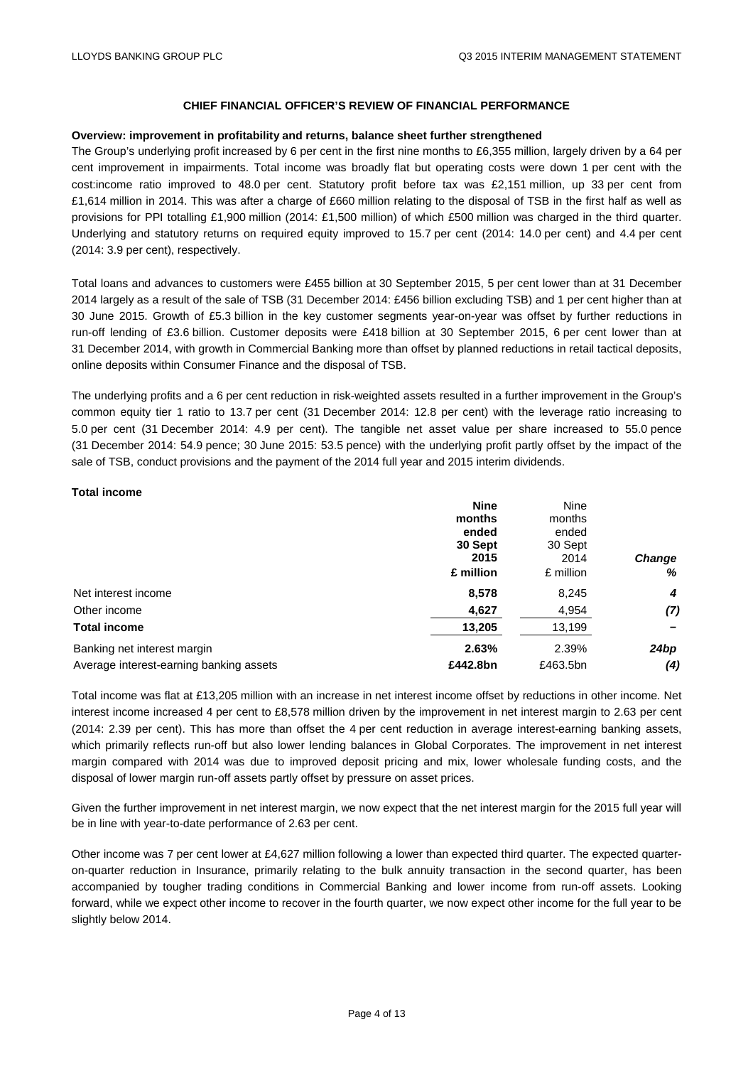## CHIEF FINANCIAL OFFICER'S REVIEW OF FINANCIAL PERFORMANCE

**Overview: improvement in profitability and returns, balance sheet further strengthened**

The Group's underlying profit increased by 6 per cent in the first nine months to £6,355 million, largely driven by a 64 per cent improvement in impairments. Total income was broadly flat but operating costs were down 1 per cent with the cost:income ratio improved to 48.0 per cent. Statutory profit before tax was £2,151 million, up 33 per cent from £1,614 million in 2014. This was after a charge of £660 million relating to the disposal of TSB in the first half as well as provisions for PPI totalling £1,900 million (2014: £1,500 million) of which £500 million was charged in the third quarter. Underlying and statutory returns on required equity improved to 15.7 per cent (2014: 14.0 per cent) and 4.4 per cent (2014: 3.9 per cent), respectively.

Total loans and advances to customers were £455 billion at 30 September 2015, 5 per cent lower than at 31 December 2014 largely as a result of the sale of TSB (31 December 2014: £456 billion excluding TSB) and 1 per cent higher than at 30 June 2015. Growth of £5.3 billion in the key customer segments year-on-year was offset by further reductions in run-off lending of £3.6 billion. Customer deposits were £418 billion at 30 September 2015, 6 per cent lower than at 31 December 2014, with growth in Commercial Banking more than offset by planned reductions in retail tactical deposits, online deposits within Consumer Finance and the disposal of TSB.

The underlying profits and a 6 per cent reduction in risk-weighted assets resulted in a further improvement in the Group's common equity tier 1 ratio to 13.7 per cent (31 December 2014: 12.8 per cent) with the leverage ratio increasing to 5.0 per cent (31 December 2014: 4.9 per cent). The tangible net asset value per share increased to 55.0 pence (31 December 2014: 54.9 pence; 30 June 2015: 53.5 pence) with the underlying profit partly offset by the impact of the sale of TSB, conduct provisions and the payment of the 2014 full year and 2015 interim dividends.

**Total income**

| | **Nine months ended 30 Sept 2015 £ million** | Nine months ended 30 Sept 2014 £ million | ***Change %*** |
|---|---|---|---|
| Net interest income | **8,578** | 8,245 | ***4*** |
| Other income | **4,627** | 4,954 | ***(7)*** |
| **Total income** | **13,205** | 13,199 | ***–*** |
| Banking net interest margin | **2.63%** | 2.39% | ***24bp*** |
| Average interest-earning banking assets | **£442.8bn** | £463.5bn | ***(4)*** |

Total income was flat at £13,205 million with an increase in net interest income offset by reductions in other income. Net interest income increased 4 per cent to £8,578 million driven by the improvement in net interest margin to 2.63 per cent (2014: 2.39 per cent). This has more than offset the 4 per cent reduction in average interest-earning banking assets, which primarily reflects run-off but also lower lending balances in Global Corporates. The improvement in net interest margin compared with 2014 was due to improved deposit pricing and mix, lower wholesale funding costs, and the disposal of lower margin run-off assets partly offset by pressure on asset prices.

Given the further improvement in net interest margin, we now expect that the net interest margin for the 2015 full year will be in line with year-to-date performance of 2.63 per cent.

Other income was 7 per cent lower at £4,627 million following a lower than expected third quarter. The expected quarter-on-quarter reduction in Insurance, primarily relating to the bulk annuity transaction in the second quarter, has been accompanied by tougher trading conditions in Commercial Banking and lower income from run-off assets. Looking forward, while we expect other income to recover in the fourth quarter, we now expect other income for the full year to be slightly below 2014.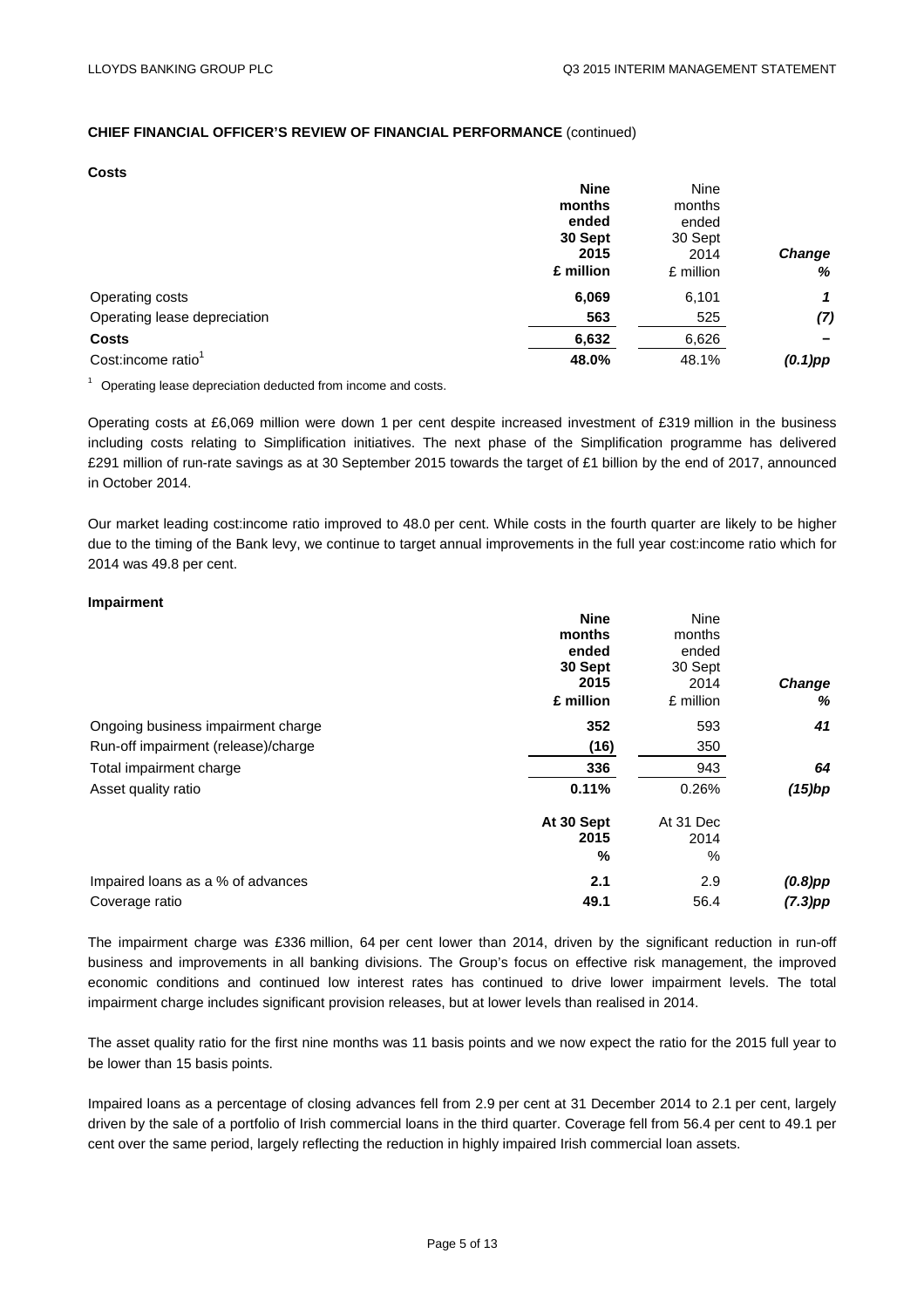**CHIEF FINANCIAL OFFICER'S REVIEW OF FINANCIAL PERFORMANCE** (continued)

**Costs**

| | **Nine months ended 30 Sept 2015 £ million** | Nine months ended 30 Sept 2014 £ million | ***Change %*** |
|---|---|---|---|
| Operating costs | **6,069** | 6,101 | ***1*** |
| Operating lease depreciation | **563** | 525 | ***(7)*** |
| **Costs** | **6,632** | 6,626 | ***–*** |
| Cost:income ratio[1] | **48.0%** | 48.1% | ***(0.1)pp*** |

[1] Operating lease depreciation deducted from income and costs.

Operating costs at £6,069 million were down 1 per cent despite increased investment of £319 million in the business including costs relating to Simplification initiatives. The next phase of the Simplification programme has delivered £291 million of run-rate savings as at 30 September 2015 towards the target of £1 billion by the end of 2017, announced in October 2014.

Our market leading cost:income ratio improved to 48.0 per cent. While costs in the fourth quarter are likely to be higher due to the timing of the Bank levy, we continue to target annual improvements in the full year cost:income ratio which for 2014 was 49.8 per cent.

**Impairment**

| | **Nine months ended 30 Sept 2015 £ million** | Nine months ended 30 Sept 2014 £ million | ***Change %*** |
|---|---|---|---|
| Ongoing business impairment charge | **352** | 593 | ***41*** |
| Run-off impairment (release)/charge | **(16)** | 350 | |
| Total impairment charge | **336** | 943 | ***64*** |
| Asset quality ratio | **0.11%** | 0.26% | ***(15)bp*** |
| | **At 30 Sept 2015 %** | At 31 Dec 2014 % | |
| Impaired loans as a % of advances | **2.1** | 2.9 | ***(0.8)pp*** |
| Coverage ratio | **49.1** | 56.4 | ***(7.3)pp*** |

The impairment charge was £336 million, 64 per cent lower than 2014, driven by the significant reduction in run-off business and improvements in all banking divisions. The Group's focus on effective risk management, the improved economic conditions and continued low interest rates has continued to drive lower impairment levels. The total impairment charge includes significant provision releases, but at lower levels than realised in 2014.

The asset quality ratio for the first nine months was 11 basis points and we now expect the ratio for the 2015 full year to be lower than 15 basis points.

Impaired loans as a percentage of closing advances fell from 2.9 per cent at 31 December 2014 to 2.1 per cent, largely driven by the sale of a portfolio of Irish commercial loans in the third quarter. Coverage fell from 56.4 per cent to 49.1 per cent over the same period, largely reflecting the reduction in highly impaired Irish commercial loan assets.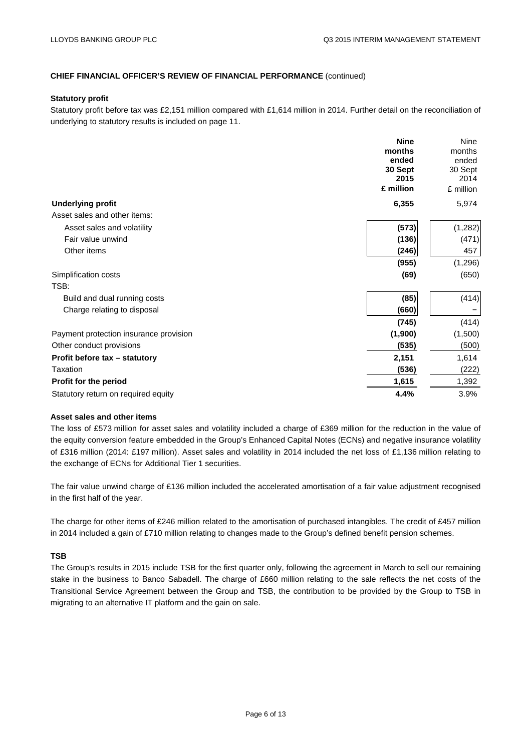**CHIEF FINANCIAL OFFICER'S REVIEW OF FINANCIAL PERFORMANCE** (continued)

**Statutory profit**

Statutory profit before tax was £2,151 million compared with £1,614 million in 2014. Further detail on the reconciliation of underlying to statutory results is included on page 11.

| | **Nine months ended 30 Sept 2015 £ million** | Nine months ended 30 Sept 2014 £ million |
|---|---|---|
| **Underlying profit** | **6,355** | 5,974 |
| Asset sales and other items: | | |
| Asset sales and volatility | **(573)** | (1,282) |
| Fair value unwind | **(136)** | (471) |
| Other items | **(246)** | 457 |
| | **(955)** | (1,296) |
| Simplification costs | **(69)** | (650) |
| TSB: | | |
| Build and dual running costs | **(85)** | (414) |
| Charge relating to disposal | **(660)** | – |
| | **(745)** | (414) |
| Payment protection insurance provision | **(1,900)** | (1,500) |
| Other conduct provisions | **(535)** | (500) |
| **Profit before tax – statutory** | **2,151** | 1,614 |
| Taxation | **(536)** | (222) |
| **Profit for the period** | **1,615** | 1,392 |
| Statutory return on required equity | **4.4%** | 3.9% |

**Asset sales and other items**

The loss of £573 million for asset sales and volatility included a charge of £369 million for the reduction in the value of the equity conversion feature embedded in the Group's Enhanced Capital Notes (ECNs) and negative insurance volatility of £316 million (2014: £197 million). Asset sales and volatility in 2014 included the net loss of £1,136 million relating to the exchange of ECNs for Additional Tier 1 securities.

The fair value unwind charge of £136 million included the accelerated amortisation of a fair value adjustment recognised in the first half of the year.

The charge for other items of £246 million related to the amortisation of purchased intangibles. The credit of £457 million in 2014 included a gain of £710 million relating to changes made to the Group's defined benefit pension schemes.

**TSB**

The Group's results in 2015 include TSB for the first quarter only, following the agreement in March to sell our remaining stake in the business to Banco Sabadell. The charge of £660 million relating to the sale reflects the net costs of the Transitional Service Agreement between the Group and TSB, the contribution to be provided by the Group to TSB in migrating to an alternative IT platform and the gain on sale.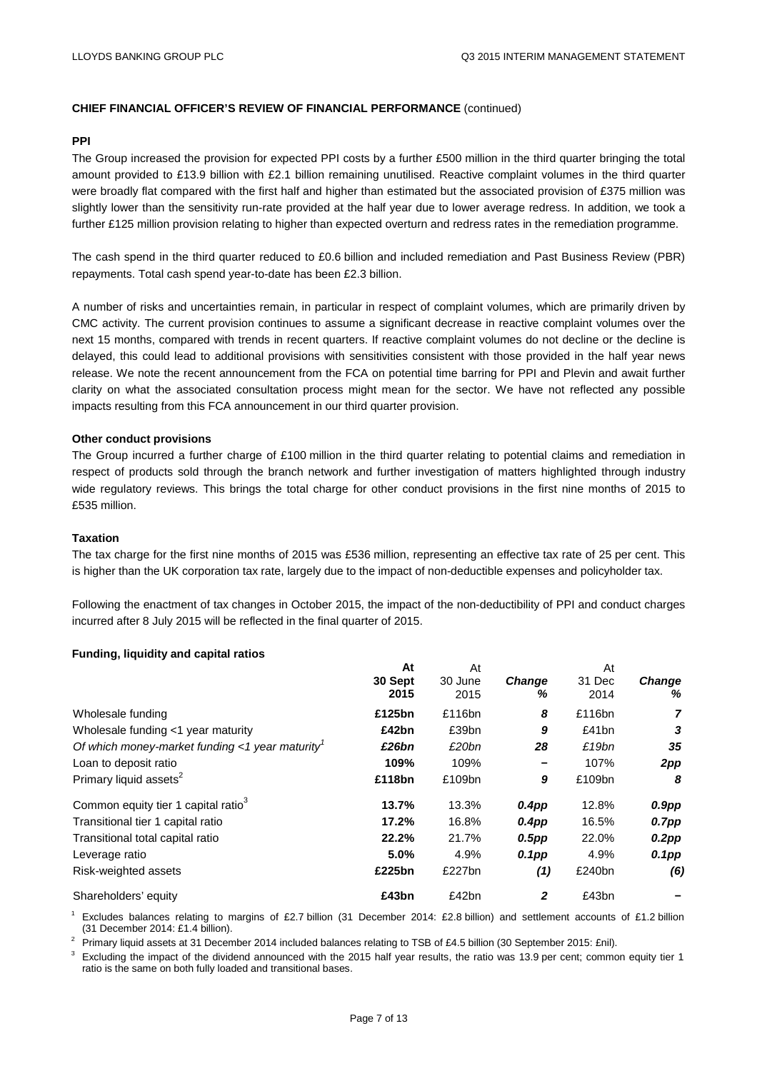## CHIEF FINANCIAL OFFICER'S REVIEW OF FINANCIAL PERFORMANCE (continued)

### PPI

The Group increased the provision for expected PPI costs by a further £500 million in the third quarter bringing the total amount provided to £13.9 billion with £2.1 billion remaining unutilised. Reactive complaint volumes in the third quarter were broadly flat compared with the first half and higher than estimated but the associated provision of £375 million was slightly lower than the sensitivity run-rate provided at the half year due to lower average redress. In addition, we took a further £125 million provision relating to higher than expected overturn and redress rates in the remediation programme.

The cash spend in the third quarter reduced to £0.6 billion and included remediation and Past Business Review (PBR) repayments. Total cash spend year-to-date has been £2.3 billion.

A number of risks and uncertainties remain, in particular in respect of complaint volumes, which are primarily driven by CMC activity. The current provision continues to assume a significant decrease in reactive complaint volumes over the next 15 months, compared with trends in recent quarters. If reactive complaint volumes do not decline or the decline is delayed, this could lead to additional provisions with sensitivities consistent with those provided in the half year news release. We note the recent announcement from the FCA on potential time barring for PPI and Plevin and await further clarity on what the associated consultation process might mean for the sector. We have not reflected any possible impacts resulting from this FCA announcement in our third quarter provision.

### Other conduct provisions

The Group incurred a further charge of £100 million in the third quarter relating to potential claims and remediation in respect of products sold through the branch network and further investigation of matters highlighted through industry wide regulatory reviews. This brings the total charge for other conduct provisions in the first nine months of 2015 to £535 million.

### Taxation

The tax charge for the first nine months of 2015 was £536 million, representing an effective tax rate of 25 per cent. This is higher than the UK corporation tax rate, largely due to the impact of non-deductible expenses and policyholder tax.

Following the enactment of tax changes in October 2015, the impact of the non-deductibility of PPI and conduct charges incurred after 8 July 2015 will be reflected in the final quarter of 2015.

### Funding, liquidity and capital ratios

| | **At 30 Sept 2015** | At 30 June 2015 | ***Change %*** | At 31 Dec 2014 | ***Change %*** |
|---|---|---|---|---|---|
| Wholesale funding | **£125bn** | £116bn | ***8*** | £116bn | ***7*** |
| Wholesale funding <1 year maturity | **£42bn** | £39bn | ***9*** | £41bn | ***3*** |
| *Of which money-market funding <1 year maturity*[1] | ***£26bn*** | *£20bn* | ***28*** | *£19bn* | ***35*** |
| Loan to deposit ratio | **109%** | 109% | ***–*** | 107% | ***2pp*** |
| Primary liquid assets[2] | **£118bn** | £109bn | ***9*** | £109bn | ***8*** |
| Common equity tier 1 capital ratio[3] | **13.7%** | 13.3% | ***0.4pp*** | 12.8% | ***0.9pp*** |
| Transitional tier 1 capital ratio | **17.2%** | 16.8% | ***0.4pp*** | 16.5% | ***0.7pp*** |
| Transitional total capital ratio | **22.2%** | 21.7% | ***0.5pp*** | 22.0% | ***0.2pp*** |
| Leverage ratio | **5.0%** | 4.9% | ***0.1pp*** | 4.9% | ***0.1pp*** |
| Risk-weighted assets | **£225bn** | £227bn | ***(1)*** | £240bn | ***(6)*** |
| Shareholders' equity | **£43bn** | £42bn | ***2*** | £43bn | ***–*** |

[1] Excludes balances relating to margins of £2.7 billion (31 December 2014: £2.8 billion) and settlement accounts of £1.2 billion (31 December 2014: £1.4 billion).

[2] Primary liquid assets at 31 December 2014 included balances relating to TSB of £4.5 billion (30 September 2015: £nil).

[3] Excluding the impact of the dividend announced with the 2015 half year results, the ratio was 13.9 per cent; common equity tier 1 ratio is the same on both fully loaded and transitional bases.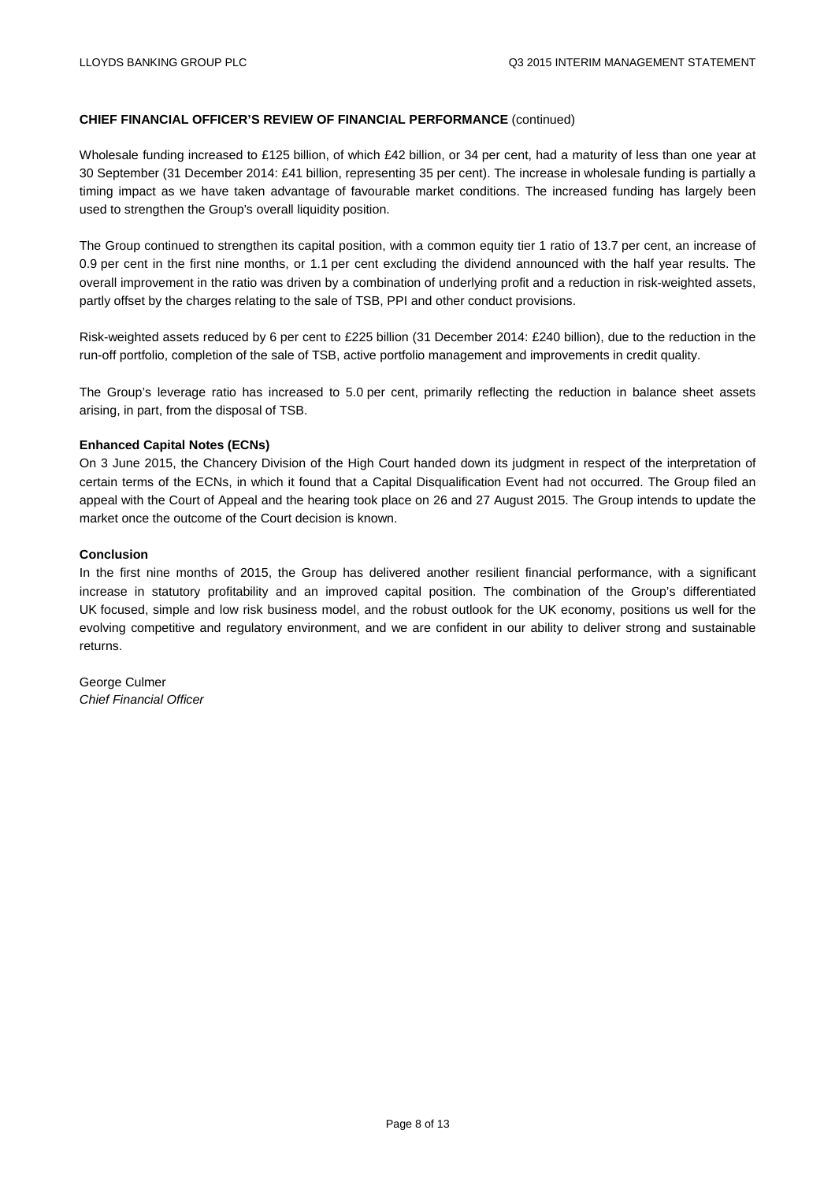**CHIEF FINANCIAL OFFICER'S REVIEW OF FINANCIAL PERFORMANCE** (continued)

Wholesale funding increased to £125 billion, of which £42 billion, or 34 per cent, had a maturity of less than one year at 30 September (31 December 2014: £41 billion, representing 35 per cent). The increase in wholesale funding is partially a timing impact as we have taken advantage of favourable market conditions. The increased funding has largely been used to strengthen the Group's overall liquidity position.

The Group continued to strengthen its capital position, with a common equity tier 1 ratio of 13.7 per cent, an increase of 0.9 per cent in the first nine months, or 1.1 per cent excluding the dividend announced with the half year results. The overall improvement in the ratio was driven by a combination of underlying profit and a reduction in risk-weighted assets, partly offset by the charges relating to the sale of TSB, PPI and other conduct provisions.

Risk-weighted assets reduced by 6 per cent to £225 billion (31 December 2014: £240 billion), due to the reduction in the run-off portfolio, completion of the sale of TSB, active portfolio management and improvements in credit quality.

The Group's leverage ratio has increased to 5.0 per cent, primarily reflecting the reduction in balance sheet assets arising, in part, from the disposal of TSB.

**Enhanced Capital Notes (ECNs)**

On 3 June 2015, the Chancery Division of the High Court handed down its judgment in respect of the interpretation of certain terms of the ECNs, in which it found that a Capital Disqualification Event had not occurred. The Group filed an appeal with the Court of Appeal and the hearing took place on 26 and 27 August 2015. The Group intends to update the market once the outcome of the Court decision is known.

**Conclusion**

In the first nine months of 2015, the Group has delivered another resilient financial performance, with a significant increase in statutory profitability and an improved capital position. The combination of the Group's differentiated UK focused, simple and low risk business model, and the robust outlook for the UK economy, positions us well for the evolving competitive and regulatory environment, and we are confident in our ability to deliver strong and sustainable returns.

George Culmer
*Chief Financial Officer*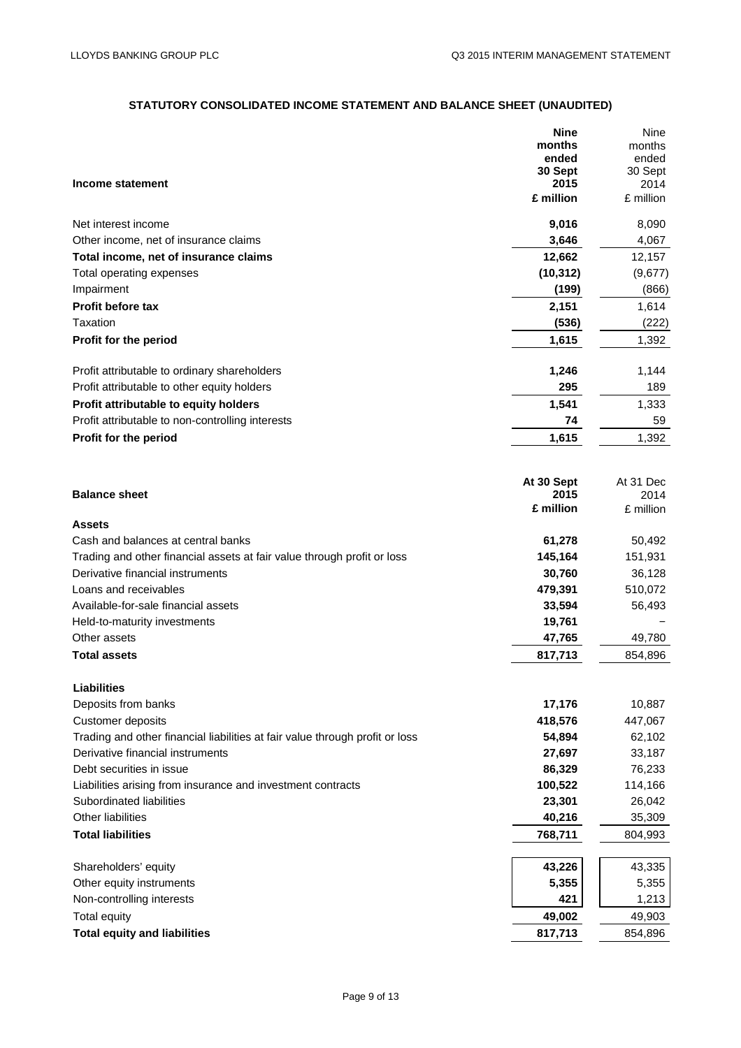## STATUTORY CONSOLIDATED INCOME STATEMENT AND BALANCE SHEET (UNAUDITED)

| Income statement | Nine months ended 30 Sept 2015 £ million | Nine months ended 30 Sept 2014 £ million |
|---|---|---|
| Net interest income | **9,016** | 8,090 |
| Other income, net of insurance claims | **3,646** | 4,067 |
| **Total income, net of insurance claims** | **12,662** | 12,157 |
| Total operating expenses | **(10,312)** | (9,677) |
| Impairment | **(199)** | (866) |
| **Profit before tax** | **2,151** | 1,614 |
| Taxation | **(536)** | (222) |
| **Profit for the period** | **1,615** | 1,392 |
| | | |
| Profit attributable to ordinary shareholders | **1,246** | 1,144 |
| Profit attributable to other equity holders | **295** | 189 |
| **Profit attributable to equity holders** | **1,541** | 1,333 |
| Profit attributable to non-controlling interests | **74** | 59 |
| **Profit for the period** | **1,615** | 1,392 |

| Balance sheet | At 30 Sept 2015 £ million | At 31 Dec 2014 £ million |
|---|---|---|
| **Assets** | | |
| Cash and balances at central banks | **61,278** | 50,492 |
| Trading and other financial assets at fair value through profit or loss | **145,164** | 151,931 |
| Derivative financial instruments | **30,760** | 36,128 |
| Loans and receivables | **479,391** | 510,072 |
| Available-for-sale financial assets | **33,594** | 56,493 |
| Held-to-maturity investments | **19,761** | – |
| Other assets | **47,765** | 49,780 |
| **Total assets** | **817,713** | 854,896 |
| | | |
| **Liabilities** | | |
| Deposits from banks | **17,176** | 10,887 |
| Customer deposits | **418,576** | 447,067 |
| Trading and other financial liabilities at fair value through profit or loss | **54,894** | 62,102 |
| Derivative financial instruments | **27,697** | 33,187 |
| Debt securities in issue | **86,329** | 76,233 |
| Liabilities arising from insurance and investment contracts | **100,522** | 114,166 |
| Subordinated liabilities | **23,301** | 26,042 |
| Other liabilities | **40,216** | 35,309 |
| **Total liabilities** | **768,711** | 804,993 |
| | | |
| Shareholders' equity | **43,226** | 43,335 |
| Other equity instruments | **5,355** | 5,355 |
| Non-controlling interests | **421** | 1,213 |
| Total equity | **49,002** | 49,903 |
| **Total equity and liabilities** | **817,713** | 854,896 |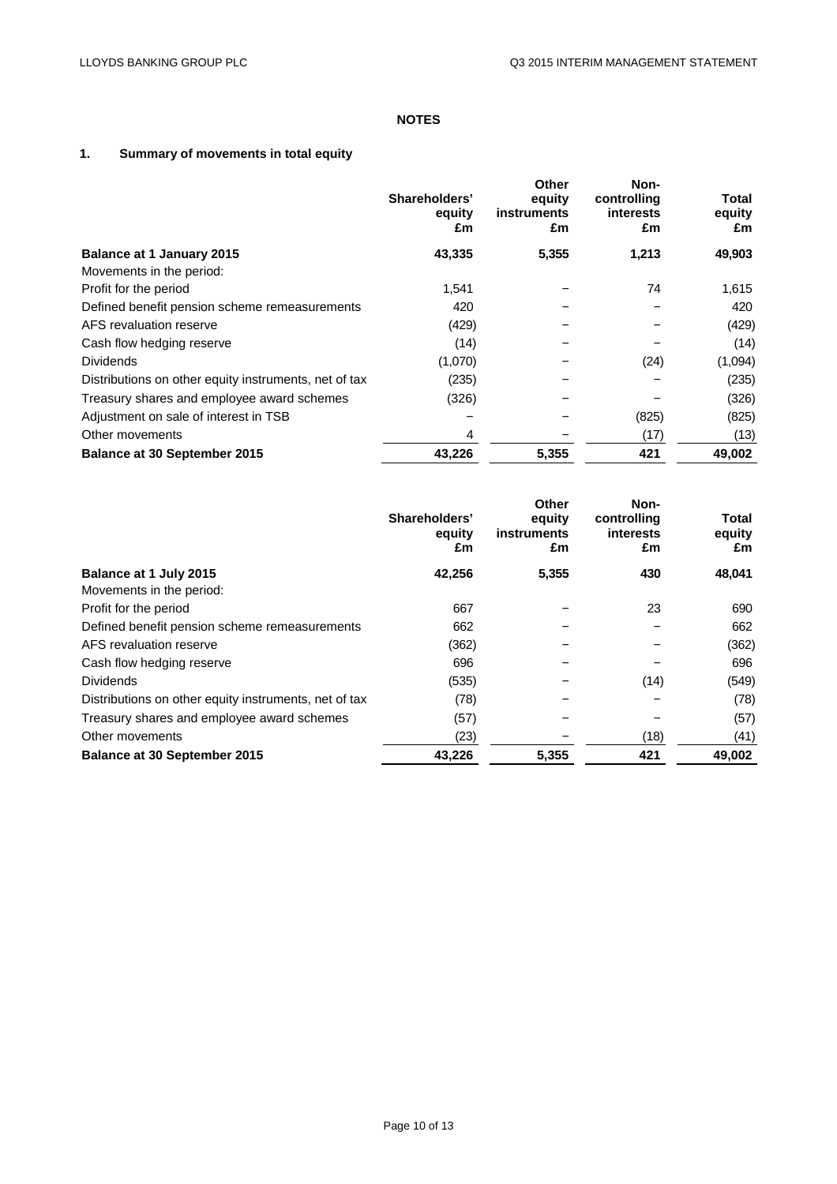# NOTES

## 1. Summary of movements in total equity

| | Shareholders' equity £m | Other equity instruments £m | Non-controlling interests £m | Total equity £m |
|---|---|---|---|---|
| **Balance at 1 January 2015** | **43,335** | **5,355** | **1,213** | **49,903** |
| Movements in the period: | | | | |
| Profit for the period | 1,541 | – | 74 | 1,615 |
| Defined benefit pension scheme remeasurements | 420 | – | – | 420 |
| AFS revaluation reserve | (429) | – | – | (429) |
| Cash flow hedging reserve | (14) | – | – | (14) |
| Dividends | (1,070) | – | (24) | (1,094) |
| Distributions on other equity instruments, net of tax | (235) | – | – | (235) |
| Treasury shares and employee award schemes | (326) | – | – | (326) |
| Adjustment on sale of interest in TSB | – | – | (825) | (825) |
| Other movements | 4 | – | (17) | (13) |
| **Balance at 30 September 2015** | **43,226** | **5,355** | **421** | **49,002** |

| | Shareholders' equity £m | Other equity instruments £m | Non-controlling interests £m | Total equity £m |
|---|---|---|---|---|
| **Balance at 1 July 2015** | **42,256** | **5,355** | **430** | **48,041** |
| Movements in the period: | | | | |
| Profit for the period | 667 | – | 23 | 690 |
| Defined benefit pension scheme remeasurements | 662 | – | – | 662 |
| AFS revaluation reserve | (362) | – | – | (362) |
| Cash flow hedging reserve | 696 | – | – | 696 |
| Dividends | (535) | – | (14) | (549) |
| Distributions on other equity instruments, net of tax | (78) | – | – | (78) |
| Treasury shares and employee award schemes | (57) | – | – | (57) |
| Other movements | (23) | – | (18) | (41) |
| **Balance at 30 September 2015** | **43,226** | **5,355** | **421** | **49,002** |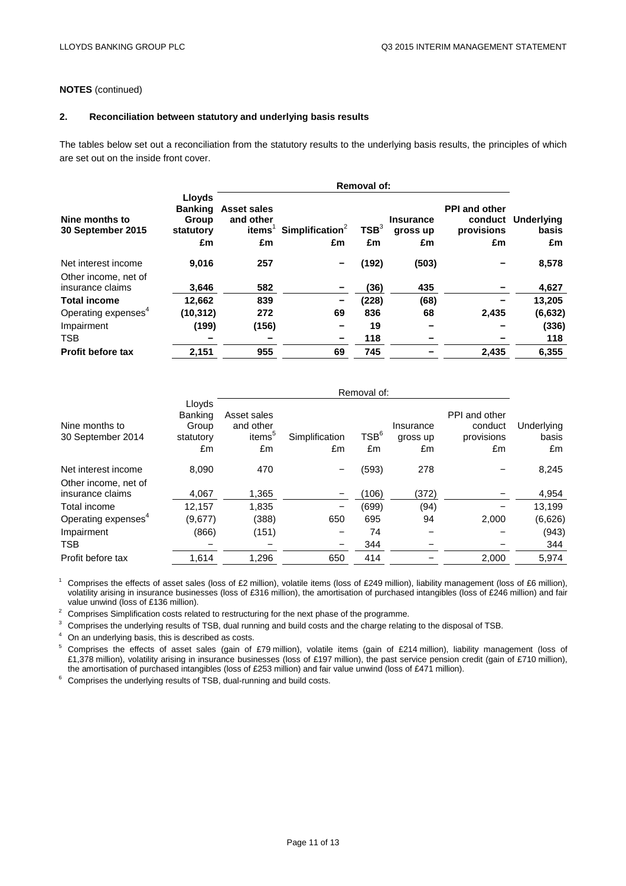**NOTES** (continued)

## 2. Reconciliation between statutory and underlying basis results

The tables below set out a reconciliation from the statutory results to the underlying basis results, the principles of which are set out on the inside front cover.

| **Nine months to 30 September 2015** | **Lloyds Banking Group statutory £m** | **Removal of: Asset sales and other items[1] £m** | **Simplification[2] £m** | **TSB[3] £m** | **Insurance gross up £m** | **PPI and other conduct provisions £m** | **Underlying basis £m** |
|---|---|---|---|---|---|---|---|
| Net interest income | **9,016** | 257 | – | (192) | (503) | – | 8,578 |
| Other income, net of insurance claims | **3,646** | 582 | – | (36) | 435 | – | 4,627 |
| **Total income** | **12,662** | 839 | – | (228) | (68) | – | 13,205 |
| Operating expenses[4] | **(10,312)** | 272 | 69 | 836 | 68 | 2,435 | (6,632) |
| Impairment | **(199)** | (156) | – | 19 | – | – | (336) |
| TSB | **–** | – | – | 118 | – | – | 118 |
| **Profit before tax** | **2,151** | 955 | 69 | 745 | – | 2,435 | 6,355 |

| Nine months to 30 September 2014 | Lloyds Banking Group statutory £m | Removal of: Asset sales and other items[5] £m | Simplification £m | TSB[6] £m | Insurance gross up £m | PPI and other conduct provisions £m | Underlying basis £m |
|---|---|---|---|---|---|---|---|
| Net interest income | 8,090 | 470 | – | (593) | 278 | – | 8,245 |
| Other income, net of insurance claims | 4,067 | 1,365 | – | (106) | (372) | – | 4,954 |
| Total income | 12,157 | 1,835 | – | (699) | (94) | – | 13,199 |
| Operating expenses[4] | (9,677) | (388) | 650 | 695 | 94 | 2,000 | (6,626) |
| Impairment | (866) | (151) | – | 74 | – | – | (943) |
| TSB | – | – | – | 344 | – | – | 344 |
| Profit before tax | 1,614 | 1,296 | 650 | 414 | – | 2,000 | 5,974 |

[1] Comprises the effects of asset sales (loss of £2 million), volatile items (loss of £249 million), liability management (loss of £6 million), volatility arising in insurance businesses (loss of £316 million), the amortisation of purchased intangibles (loss of £246 million) and fair value unwind (loss of £136 million).

[2] Comprises Simplification costs related to restructuring for the next phase of the programme.

[3] Comprises the underlying results of TSB, dual running and build costs and the charge relating to the disposal of TSB.

[4] On an underlying basis, this is described as costs.

[5] Comprises the effects of asset sales (gain of £79 million), volatile items (gain of £214 million), liability management (loss of £1,378 million), volatility arising in insurance businesses (loss of £197 million), the past service pension credit (gain of £710 million), the amortisation of purchased intangibles (loss of £253 million) and fair value unwind (loss of £471 million).

[6] Comprises the underlying results of TSB, dual-running and build costs.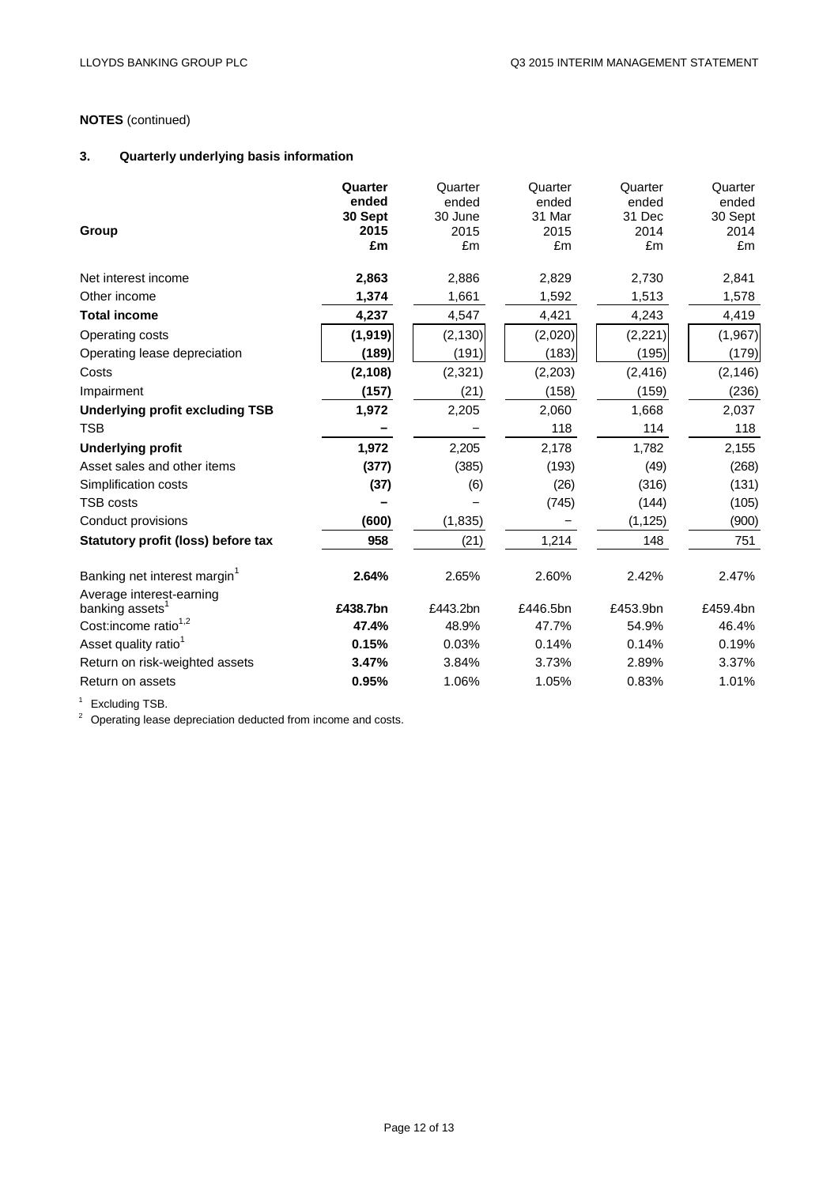**NOTES** (continued)

### 3. Quarterly underlying basis information

| Group | **Quarter ended 30 Sept 2015 £m** | Quarter ended 30 June 2015 £m | Quarter ended 31 Mar 2015 £m | Quarter ended 31 Dec 2014 £m | Quarter ended 30 Sept 2014 £m |
|---|---|---|---|---|---|
| Net interest income | **2,863** | 2,886 | 2,829 | 2,730 | 2,841 |
| Other income | **1,374** | 1,661 | 1,592 | 1,513 | 1,578 |
| **Total income** | **4,237** | 4,547 | 4,421 | 4,243 | 4,419 |
| Operating costs | **(1,919)** | (2,130) | (2,020) | (2,221) | (1,967) |
| Operating lease depreciation | **(189)** | (191) | (183) | (195) | (179) |
| Costs | **(2,108)** | (2,321) | (2,203) | (2,416) | (2,146) |
| Impairment | **(157)** | (21) | (158) | (159) | (236) |
| **Underlying profit excluding TSB** | **1,972** | 2,205 | 2,060 | 1,668 | 2,037 |
| TSB | **–** | – | 118 | 114 | 118 |
| **Underlying profit** | **1,972** | 2,205 | 2,178 | 1,782 | 2,155 |
| Asset sales and other items | **(377)** | (385) | (193) | (49) | (268) |
| Simplification costs | **(37)** | (6) | (26) | (316) | (131) |
| TSB costs | **–** | – | (745) | (144) | (105) |
| Conduct provisions | **(600)** | (1,835) | – | (1,125) | (900) |
| **Statutory profit (loss) before tax** | **958** | (21) | 1,214 | 148 | 751 |
| | | | | | |
| Banking net interest margin[1] | **2.64%** | 2.65% | 2.60% | 2.42% | 2.47% |
| Average interest-earning banking assets[1] | **£438.7bn** | £443.2bn | £446.5bn | £453.9bn | £459.4bn |
| Cost:income ratio[1,2] | **47.4%** | 48.9% | 47.7% | 54.9% | 46.4% |
| Asset quality ratio[1] | **0.15%** | 0.03% | 0.14% | 0.14% | 0.19% |
| Return on risk-weighted assets | **3.47%** | 3.84% | 3.73% | 2.89% | 3.37% |
| Return on assets | **0.95%** | 1.06% | 1.05% | 0.83% | 1.01% |

[1] Excluding TSB.

[2] Operating lease depreciation deducted from income and costs.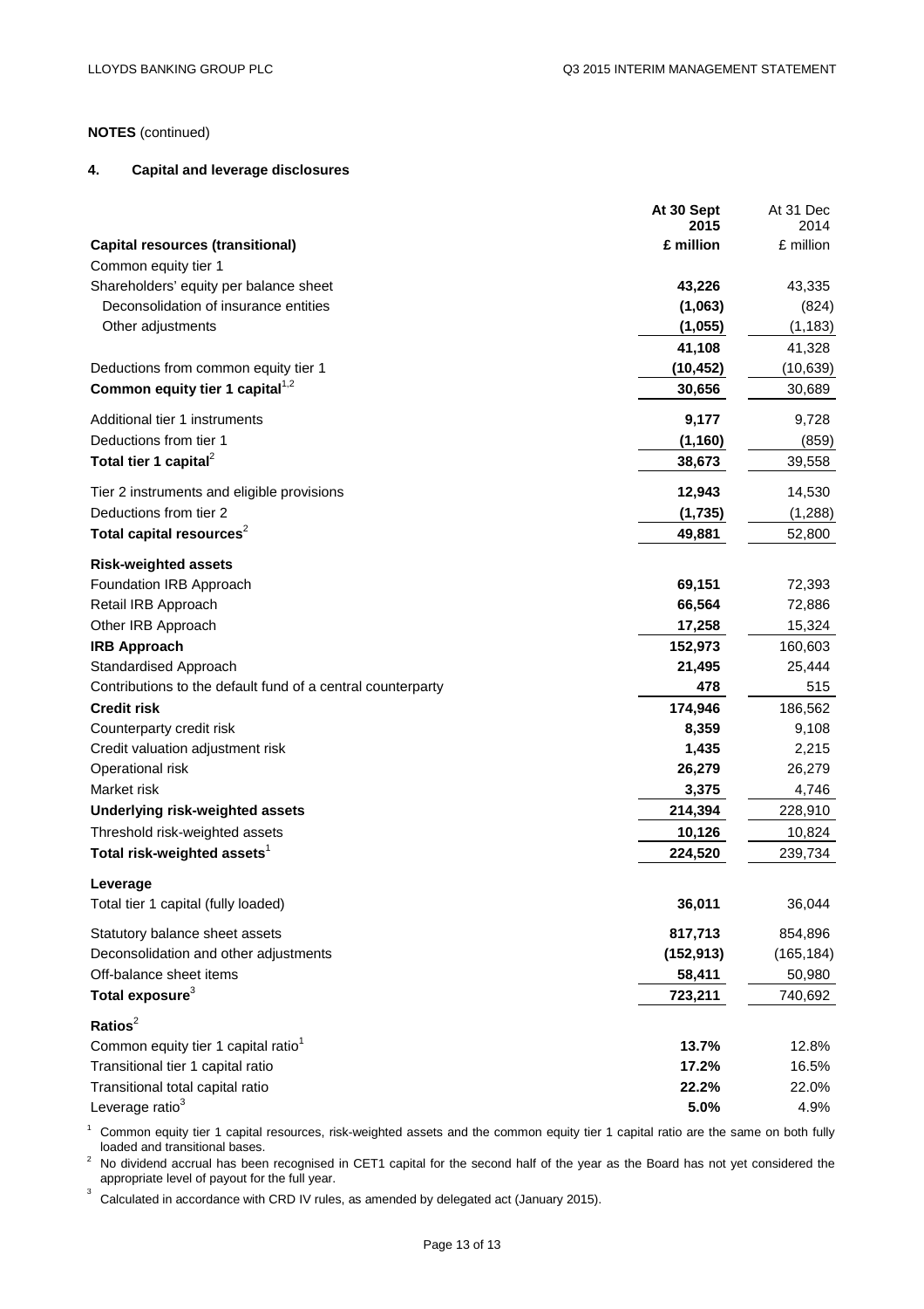**NOTES** (continued)

### 4. Capital and leverage disclosures

| | At 30 Sept 2015 | At 31 Dec 2014 |
|---|---|---|
| **Capital resources (transitional)** | **£ million** | £ million |
| Common equity tier 1 | | |
| Shareholders' equity per balance sheet | **43,226** | 43,335 |
| Deconsolidation of insurance entities | **(1,063)** | (824) |
| Other adjustments | **(1,055)** | (1,183) |
| | **41,108** | 41,328 |
| Deductions from common equity tier 1 | **(10,452)** | (10,639) |
| **Common equity tier 1 capital**[1,2] | **30,656** | 30,689 |
| Additional tier 1 instruments | **9,177** | 9,728 |
| Deductions from tier 1 | **(1,160)** | (859) |
| **Total tier 1 capital**[2] | **38,673** | 39,558 |
| Tier 2 instruments and eligible provisions | **12,943** | 14,530 |
| Deductions from tier 2 | **(1,735)** | (1,288) |
| **Total capital resources**[2] | **49,881** | 52,800 |
| **Risk-weighted assets** | | |
| Foundation IRB Approach | **69,151** | 72,393 |
| Retail IRB Approach | **66,564** | 72,886 |
| Other IRB Approach | **17,258** | 15,324 |
| **IRB Approach** | **152,973** | 160,603 |
| Standardised Approach | **21,495** | 25,444 |
| Contributions to the default fund of a central counterparty | **478** | 515 |
| **Credit risk** | **174,946** | 186,562 |
| Counterparty credit risk | **8,359** | 9,108 |
| Credit valuation adjustment risk | **1,435** | 2,215 |
| Operational risk | **26,279** | 26,279 |
| Market risk | **3,375** | 4,746 |
| **Underlying risk-weighted assets** | **214,394** | 228,910 |
| Threshold risk-weighted assets | **10,126** | 10,824 |
| **Total risk-weighted assets**[1] | **224,520** | 239,734 |
| **Leverage** | | |
| Total tier 1 capital (fully loaded) | **36,011** | 36,044 |
| Statutory balance sheet assets | **817,713** | 854,896 |
| Deconsolidation and other adjustments | **(152,913)** | (165,184) |
| Off-balance sheet items | **58,411** | 50,980 |
| **Total exposure**[3] | **723,211** | 740,692 |
| **Ratios**[2] | | |
| Common equity tier 1 capital ratio[1] | **13.7%** | 12.8% |
| Transitional tier 1 capital ratio | **17.2%** | 16.5% |
| Transitional total capital ratio | **22.2%** | 22.0% |
| Leverage ratio[3] | **5.0%** | 4.9% |

[1] Common equity tier 1 capital resources, risk-weighted assets and the common equity tier 1 capital ratio are the same on both fully loaded and transitional bases.

[2] No dividend accrual has been recognised in CET1 capital for the second half of the year as the Board has not yet considered the appropriate level of payout for the full year.

[3] Calculated in accordance with CRD IV rules, as amended by delegated act (January 2015).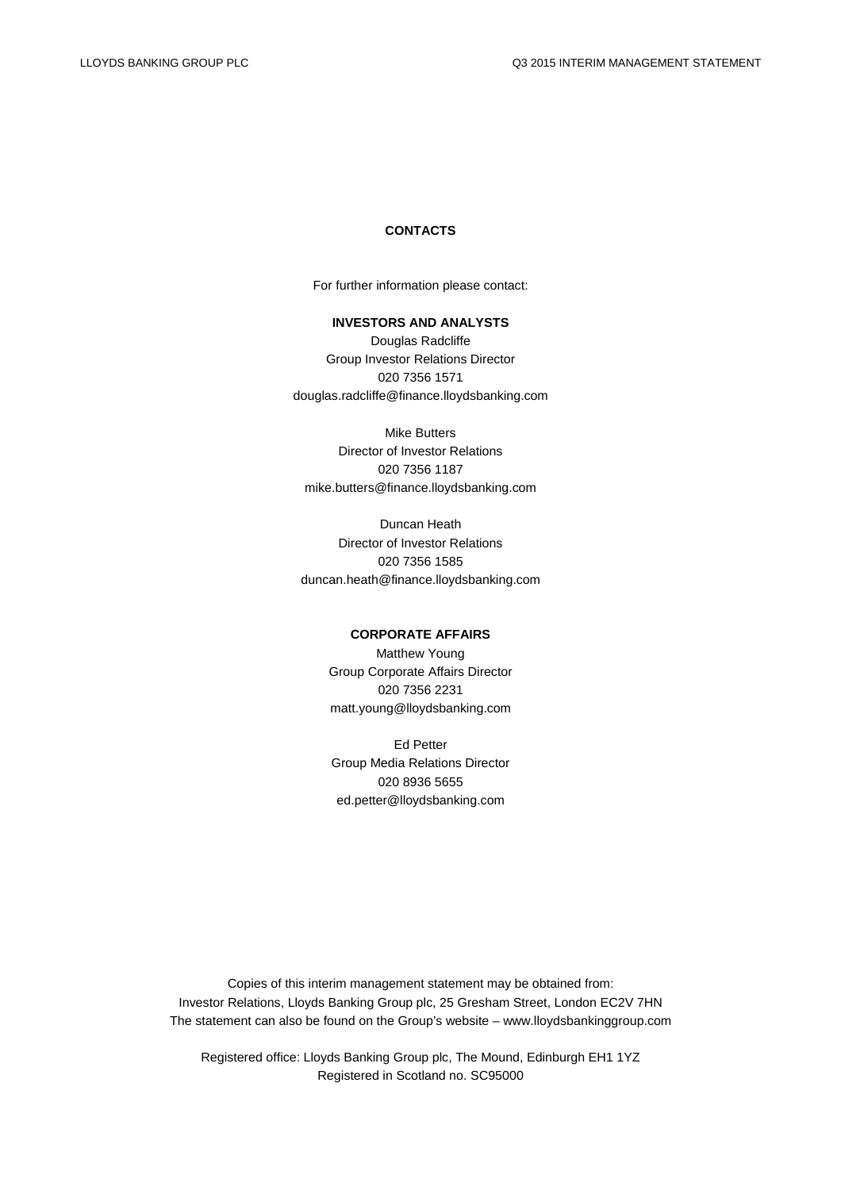## CONTACTS

For further information please contact:

**INVESTORS AND ANALYSTS**

Douglas Radcliffe
Group Investor Relations Director
020 7356 1571
douglas.radcliffe@finance.lloydsbanking.com

Mike Butters
Director of Investor Relations
020 7356 1187
mike.butters@finance.lloydsbanking.com

Duncan Heath
Director of Investor Relations
020 7356 1585
duncan.heath@finance.lloydsbanking.com

**CORPORATE AFFAIRS**

Matthew Young
Group Corporate Affairs Director
020 7356 2231
matt.young@lloydsbanking.com

Ed Petter
Group Media Relations Director
020 8936 5655
ed.petter@lloydsbanking.com

Copies of this interim management statement may be obtained from:
Investor Relations, Lloyds Banking Group plc, 25 Gresham Street, London EC2V 7HN
The statement can also be found on the Group's website – www.lloydsbankinggroup.com

Registered office: Lloyds Banking Group plc, The Mound, Edinburgh EH1 1YZ
Registered in Scotland no. SC95000